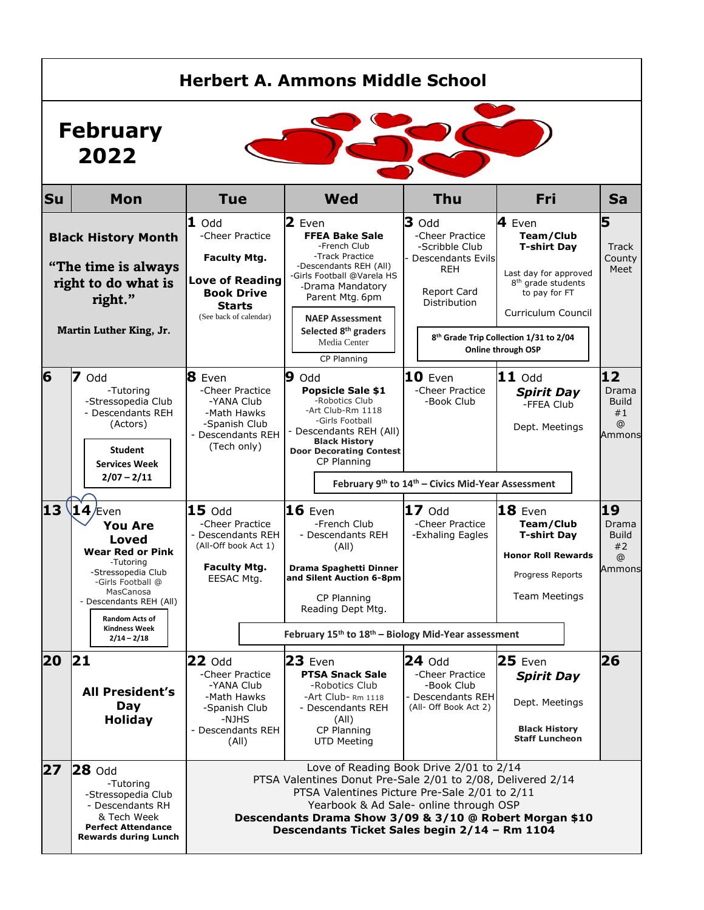# Herbert A. Ammons Middle School

## February 2022

| Su | Mon | Tue | Wed | Thu | Fri | Sa |
|---|---|---|---|---|---|---|
| **Black History Month** "The time is always right to do what is right." Martin Luther King, Jr. | | **1** Odd<br>-Cheer Practice<br>**Faculty Mtg.**<br>**Love of Reading Book Drive Starts**<br>(See back of calendar) | **2** Even<br>**FFEA Bake Sale**<br>-French Club<br>-Track Practice<br>-Descendants REH (All)<br>-Girls Football @Varela HS<br>-Drama Mandatory Parent Mtg. 6pm<br>**NAEP Assessment Selected 8th graders** Media Center<br>CP Planning | **3** Odd<br>-Cheer Practice<br>-Scribble Club<br>- Descendants Evils REH<br>Report Card Distribution | **4** Even<br>**Team/Club T-shirt Day**<br>Last day for approved 8th grade students to pay for FT<br>Curriculum Council<br>**8th Grade Trip Collection 1/31 to 2/04 Online through OSP** | **5**<br>Track County Meet |
| **6** | **7** Odd<br>-Tutoring<br>-Stressopedia Club<br>- Descendants REH (Actors)<br>**Student Services Week 2/07 – 2/11** | **8** Even<br>-Cheer Practice<br>-YANA Club<br>-Math Hawks<br>-Spanish Club<br>- Descendants REH (Tech only) | **9** Odd<br>**Popsicle Sale $1**<br>-Robotics Club<br>-Art Club-Rm 1118<br>-Girls Football<br>- Descendants REH (All)<br>**Black History Door Decorating Contest**<br>CP Planning<br>**February 9th to 14th – Civics Mid-Year Assessment** | **10** Even<br>-Cheer Practice<br>-Book Club | **11** Odd<br>***Spirit Day***<br>-FFEA Club<br>Dept. Meetings | **12**<br>Drama Build #1 @ Ammons |
| **13** | **14** Even<br>**You Are Loved**<br>**Wear Red or Pink**<br>-Tutoring<br>-Stressopedia Club<br>-Girls Football @ MasCanosa<br>- Descendants REH (All)<br>**Random Acts of Kindness Week 2/14 – 2/18** | **15** Odd<br>-Cheer Practice<br>- Descendants REH (All-Off book Act 1)<br>**Faculty Mtg.**<br>EESAC Mtg. | **16** Even<br>-French Club<br>- Descendants REH (All)<br>**Drama Spaghetti Dinner and Silent Auction 6-8pm**<br>CP Planning<br>Reading Dept Mtg.<br>**February 15th to 18th – Biology Mid-Year assessment** | **17** Odd<br>-Cheer Practice<br>-Exhaling Eagles | **18** Even<br>**Team/Club T-shirt Day**<br>**Honor Roll Rewards**<br>Progress Reports<br>Team Meetings | **19**<br>Drama Build #2 @ Ammons |
| **20** | **21**<br>**All President's Day Holiday** | **22** Odd<br>-Cheer Practice<br>-YANA Club<br>-Math Hawks<br>-Spanish Club<br>-NJHS<br>- Descendants REH (All) | **23** Even<br>**PTSA Snack Sale**<br>-Robotics Club<br>-Art Club- Rm 1118<br>- Descendants REH (All)<br>CP Planning<br>UTD Meeting | **24** Odd<br>-Cheer Practice<br>-Book Club<br>- Descendants REH (All- Off Book Act 2) | **25** Even<br>***Spirit Day***<br>Dept. Meetings<br>**Black History Staff Luncheon** | **26** |
| **27** | **28** Odd<br>-Tutoring<br>-Stressopedia Club<br>- Descendants RH & Tech Week<br>**Perfect Attendance Rewards during Lunch** | Love of Reading Book Drive 2/01 to 2/14<br>PTSA Valentines Donut Pre-Sale 2/01 to 2/08, Delivered 2/14<br>PTSA Valentines Picture Pre-Sale 2/01 to 2/11<br>Yearbook & Ad Sale- online through OSP<br>**Descendants Drama Show 3/09 & 3/10 @ Robert Morgan $10**<br>**Descendants Ticket Sales begin 2/14 – Rm 1104** | | | | |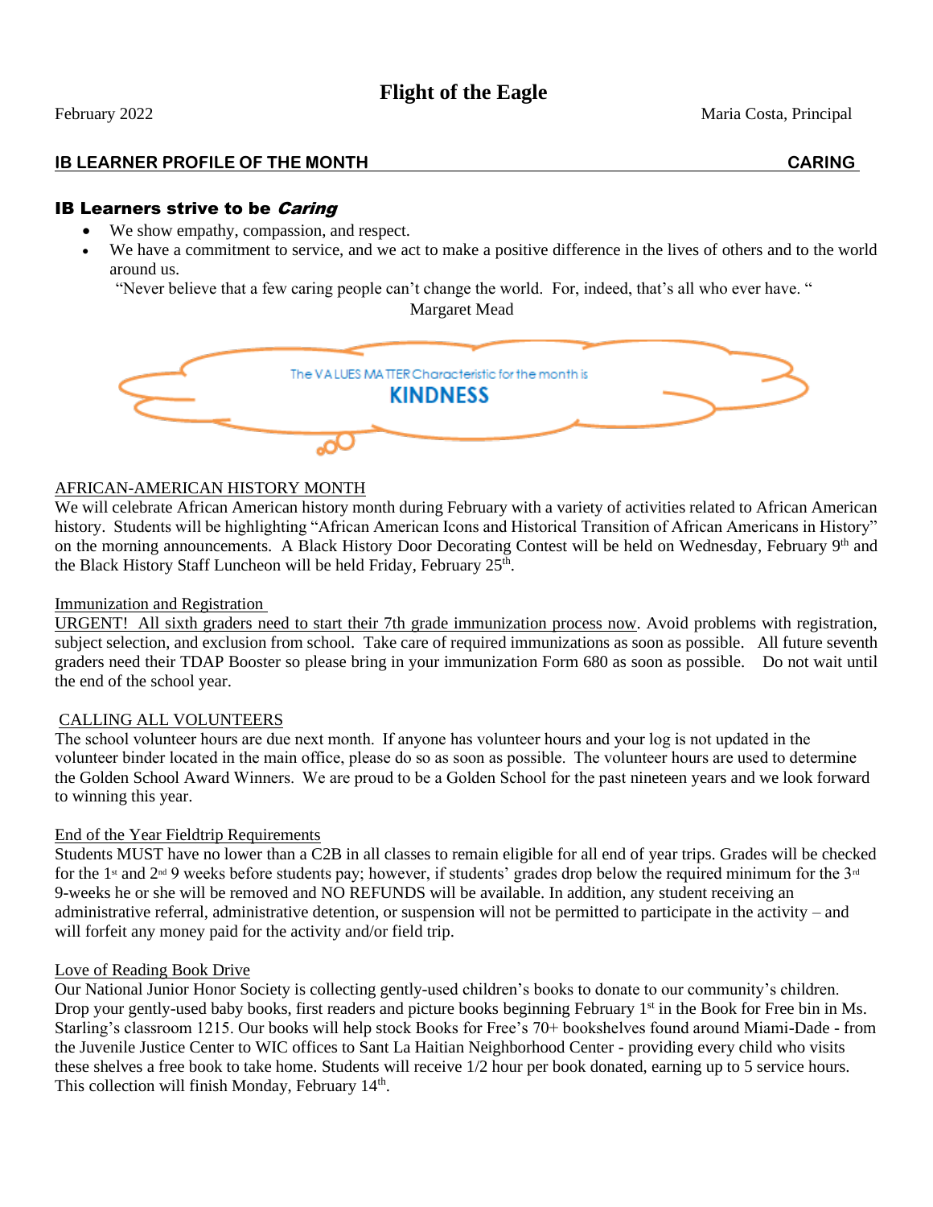# Flight of the Eagle

February 2022 Maria Costa, Principal

**IB LEARNER PROFILE OF THE MONTH CARING**

## IB Learners strive to be *Caring*

- We show empathy, compassion, and respect.
- We have a commitment to service, and we act to make a positive difference in the lives of others and to the world around us.

"Never believe that a few caring people can't change the world. For, indeed, that's all who ever have. "

Margaret Mead

The VALUES MATTER Characteristic for the month is

**KINDNESS**

AFRICAN-AMERICAN HISTORY MONTH

We will celebrate African American history month during February with a variety of activities related to African American history. Students will be highlighting "African American Icons and Historical Transition of African Americans in History" on the morning announcements. A Black History Door Decorating Contest will be held on Wednesday, February 9th and the Black History Staff Luncheon will be held Friday, February 25th.

Immunization and Registration

URGENT! All sixth graders need to start their 7th grade immunization process now. Avoid problems with registration, subject selection, and exclusion from school. Take care of required immunizations as soon as possible. All future seventh graders need their TDAP Booster so please bring in your immunization Form 680 as soon as possible. Do not wait until the end of the school year.

CALLING ALL VOLUNTEERS

The school volunteer hours are due next month. If anyone has volunteer hours and your log is not updated in the volunteer binder located in the main office, please do so as soon as possible. The volunteer hours are used to determine the Golden School Award Winners. We are proud to be a Golden School for the past nineteen years and we look forward to winning this year.

End of the Year Fieldtrip Requirements

Students MUST have no lower than a C2B in all classes to remain eligible for all end of year trips. Grades will be checked for the 1st and 2nd 9 weeks before students pay; however, if students' grades drop below the required minimum for the 3rd 9-weeks he or she will be removed and NO REFUNDS will be available. In addition, any student receiving an administrative referral, administrative detention, or suspension will not be permitted to participate in the activity – and will forfeit any money paid for the activity and/or field trip.

Love of Reading Book Drive

Our National Junior Honor Society is collecting gently-used children's books to donate to our community's children. Drop your gently-used baby books, first readers and picture books beginning February 1st in the Book for Free bin in Ms. Starling's classroom 1215. Our books will help stock Books for Free's 70+ bookshelves found around Miami-Dade - from the Juvenile Justice Center to WIC offices to Sant La Haitian Neighborhood Center - providing every child who visits these shelves a free book to take home. Students will receive 1/2 hour per book donated, earning up to 5 service hours. This collection will finish Monday, February 14th.